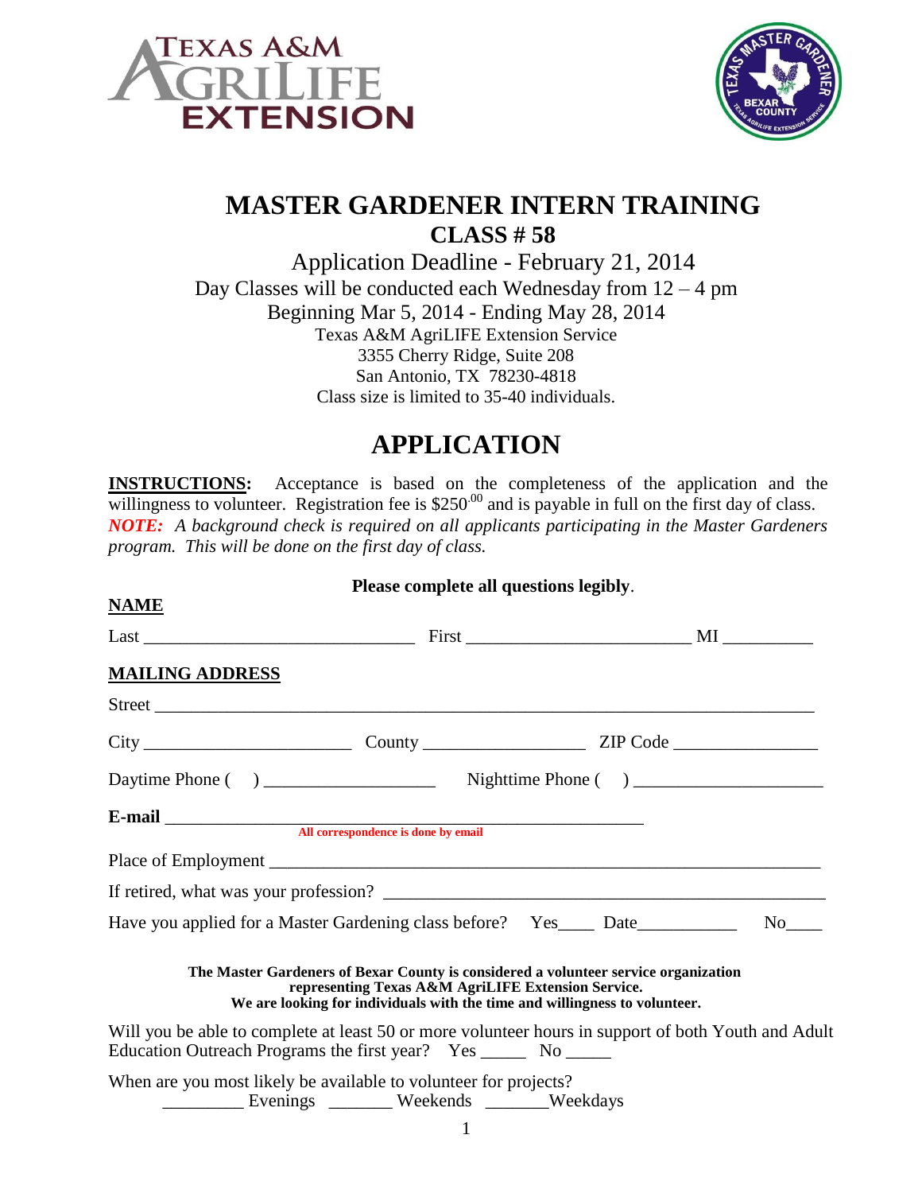TEXAS A&M AGRILIFE EXTENSION

TEXAS MASTER GARDENER BEXAR COUNTY TEXAS AGRILIFE EXTENSION SERVICE

# MASTER GARDENER INTERN TRAINING

## CLASS # 58

Application Deadline - February 21, 2014
Day Classes will be conducted each Wednesday from 12 – 4 pm
Beginning Mar 5, 2014 - Ending May 28, 2014
Texas A&M AgriLIFE Extension Service
3355 Cherry Ridge, Suite 208
San Antonio, TX 78230-4818
Class size is limited to 35-40 individuals.

# APPLICATION

**INSTRUCTIONS:** Acceptance is based on the completeness of the application and the willingness to volunteer. Registration fee is $250.00 and is payable in full on the first day of class. ***NOTE:*** *A background check is required on all applicants participating in the Master Gardeners program. This will be done on the first day of class.*

**Please complete all questions legibly**.

**NAME**

Last ______________________________ First ________________________ MI __________

**MAILING ADDRESS**

Street ________________________________________________________________________

City ______________________ County _________________ ZIP Code ________________

Daytime Phone ( ) ___________________ Nighttime Phone ( ) ____________________

**E-mail** ____________________________________________________
**All correspondence is done by email**

Place of Employment ______________________________________________________________

If retired, what was your profession? ________________________________________________

Have you applied for a Master Gardening class before? Yes____ Date___________ No____

**The Master Gardeners of Bexar County is considered a volunteer service organization representing Texas A&M AgriLIFE Extension Service.**
**We are looking for individuals with the time and willingness to volunteer.**

Will you be able to complete at least 50 or more volunteer hours in support of both Youth and Adult Education Outreach Programs the first year? Yes _____ No _____

When are you most likely be available to volunteer for projects?
_________ Evenings _______ Weekends _______Weekdays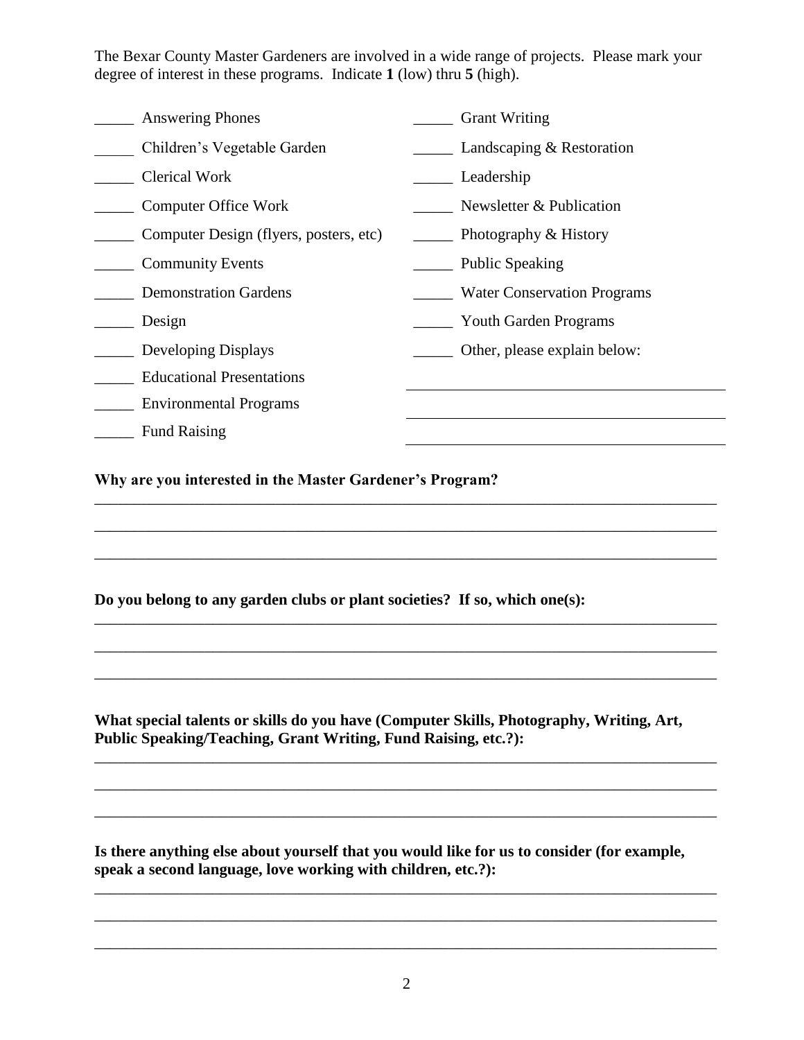The Bexar County Master Gardeners are involved in a wide range of projects. Please mark your degree of interest in these programs. Indicate **1** (low) thru **5** (high).

_____ Answering Phones

_____ Children's Vegetable Garden

_____ Clerical Work

_____ Computer Office Work

_____ Computer Design (flyers, posters, etc)

_____ Community Events

_____ Demonstration Gardens

_____ Design

_____ Developing Displays

_____ Educational Presentations

_____ Environmental Programs

_____ Fund Raising

_____ Grant Writing

_____ Landscaping & Restoration

_____ Leadership

_____ Newsletter & Publication

_____ Photography & History

_____ Public Speaking

_____ Water Conservation Programs

_____ Youth Garden Programs

_____ Other, please explain below:

_________________________________________

_________________________________________

_________________________________________

**Why are you interested in the Master Gardener's Program?**

_______________________________________________________________________________

_______________________________________________________________________________

_______________________________________________________________________________

**Do you belong to any garden clubs or plant societies? If so, which one(s):**

_______________________________________________________________________________

_______________________________________________________________________________

_______________________________________________________________________________

**What special talents or skills do you have (Computer Skills, Photography, Writing, Art, Public Speaking/Teaching, Grant Writing, Fund Raising, etc.?):**

_______________________________________________________________________________

_______________________________________________________________________________

_______________________________________________________________________________

**Is there anything else about yourself that you would like for us to consider (for example, speak a second language, love working with children, etc.?):**

_______________________________________________________________________________

_______________________________________________________________________________

_______________________________________________________________________________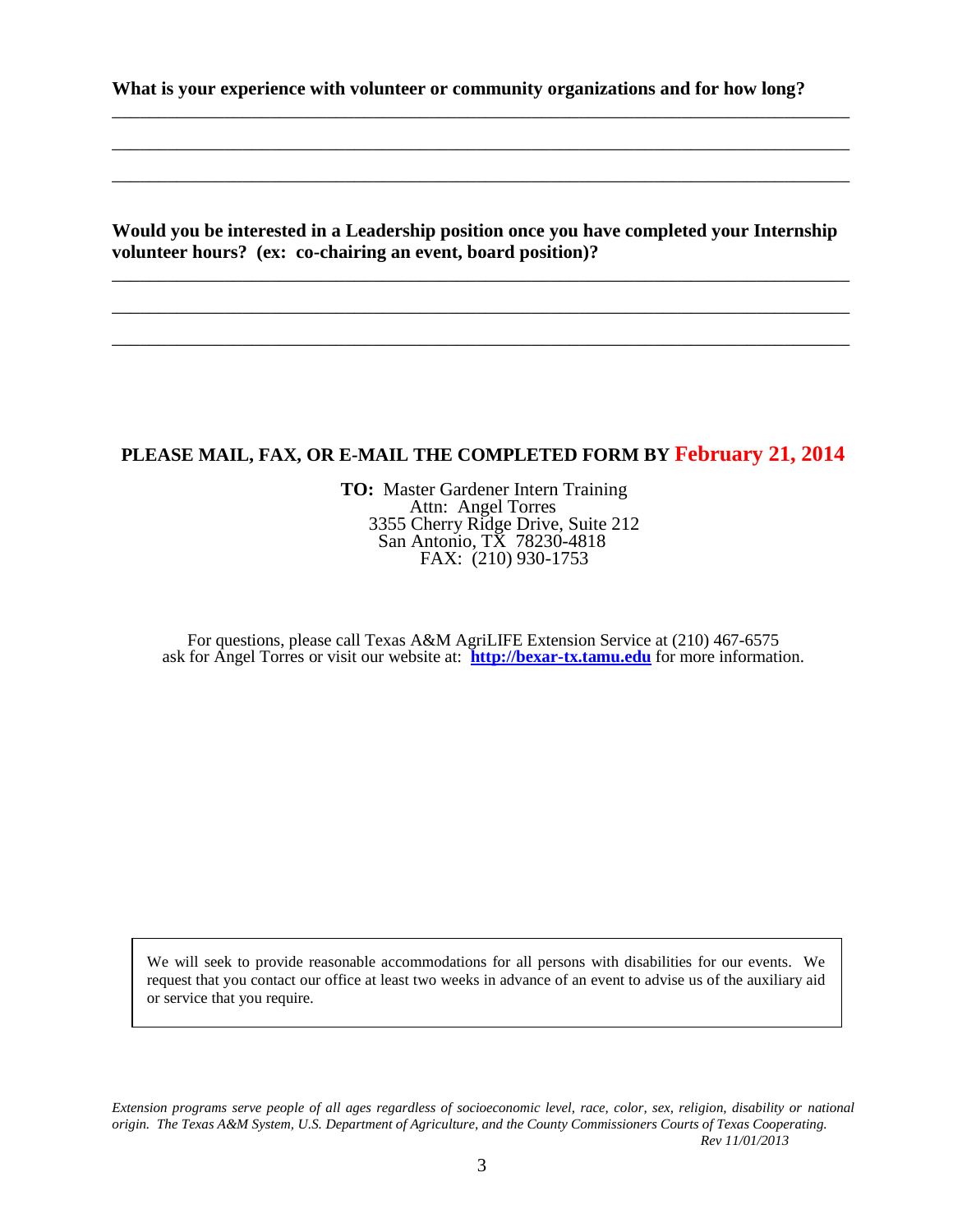**What is your experience with volunteer or community organizations and for how long?**

\_\_\_\_\_\_\_\_\_\_\_\_\_\_\_\_\_\_\_\_\_\_\_\_\_\_\_\_\_\_\_\_\_\_\_\_\_\_\_\_\_\_\_\_\_\_\_\_\_\_\_\_\_\_\_\_\_\_\_\_\_\_\_\_\_\_\_\_\_\_\_\_

\_\_\_\_\_\_\_\_\_\_\_\_\_\_\_\_\_\_\_\_\_\_\_\_\_\_\_\_\_\_\_\_\_\_\_\_\_\_\_\_\_\_\_\_\_\_\_\_\_\_\_\_\_\_\_\_\_\_\_\_\_\_\_\_\_\_\_\_\_\_\_\_

\_\_\_\_\_\_\_\_\_\_\_\_\_\_\_\_\_\_\_\_\_\_\_\_\_\_\_\_\_\_\_\_\_\_\_\_\_\_\_\_\_\_\_\_\_\_\_\_\_\_\_\_\_\_\_\_\_\_\_\_\_\_\_\_\_\_\_\_\_\_\_\_

**Would you be interested in a Leadership position once you have completed your Internship volunteer hours? (ex: co-chairing an event, board position)?**

\_\_\_\_\_\_\_\_\_\_\_\_\_\_\_\_\_\_\_\_\_\_\_\_\_\_\_\_\_\_\_\_\_\_\_\_\_\_\_\_\_\_\_\_\_\_\_\_\_\_\_\_\_\_\_\_\_\_\_\_\_\_\_\_\_\_\_\_\_\_\_\_

\_\_\_\_\_\_\_\_\_\_\_\_\_\_\_\_\_\_\_\_\_\_\_\_\_\_\_\_\_\_\_\_\_\_\_\_\_\_\_\_\_\_\_\_\_\_\_\_\_\_\_\_\_\_\_\_\_\_\_\_\_\_\_\_\_\_\_\_\_\_\_\_

\_\_\_\_\_\_\_\_\_\_\_\_\_\_\_\_\_\_\_\_\_\_\_\_\_\_\_\_\_\_\_\_\_\_\_\_\_\_\_\_\_\_\_\_\_\_\_\_\_\_\_\_\_\_\_\_\_\_\_\_\_\_\_\_\_\_\_\_\_\_\_\_

**PLEASE MAIL, FAX, OR E-MAIL THE COMPLETED FORM BY February 21, 2014**

**TO:** Master Gardener Intern Training
Attn: Angel Torres
3355 Cherry Ridge Drive, Suite 212
San Antonio, TX 78230-4818
FAX: (210) 930-1753

For questions, please call Texas A&M AgriLIFE Extension Service at (210) 467-6575 ask for Angel Torres or visit our website at: **http://bexar-tx.tamu.edu** for more information.

We will seek to provide reasonable accommodations for all persons with disabilities for our events. We request that you contact our office at least two weeks in advance of an event to advise us of the auxiliary aid or service that you require.

*Extension programs serve people of all ages regardless of socioeconomic level, race, color, sex, religion, disability or national origin. The Texas A&M System, U.S. Department of Agriculture, and the County Commissioners Courts of Texas Cooperating.*

*Rev 11/01/2013*